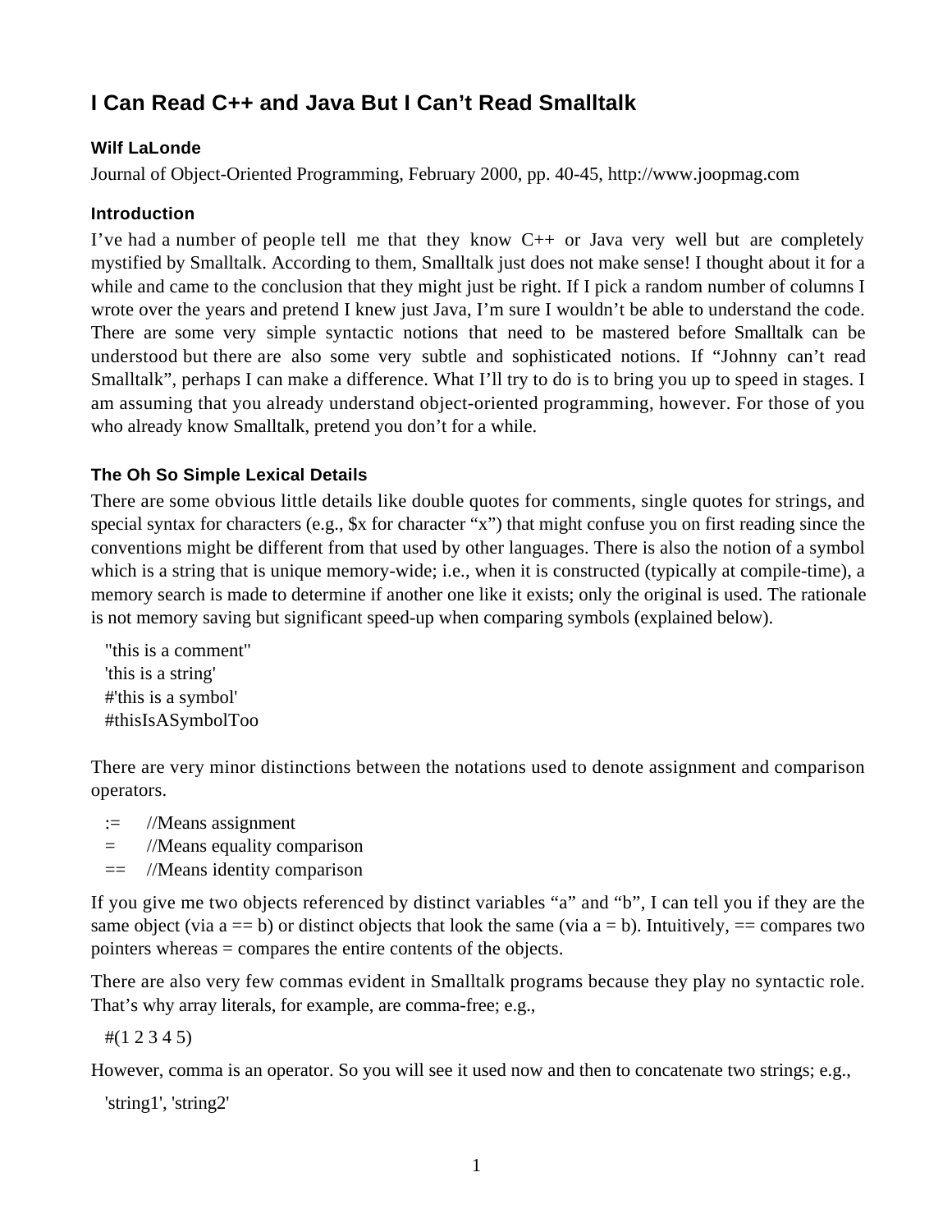# I Can Read C++ and Java But I Can't Read Smalltalk

**Wilf LaLonde**

Journal of Object-Oriented Programming, February 2000, pp. 40-45, http://www.joopmag.com

## Introduction

I've had a number of people tell me that they know C++ or Java very well but are completely mystified by Smalltalk. According to them, Smalltalk just does not make sense! I thought about it for a while and came to the conclusion that they might just be right. If I pick a random number of columns I wrote over the years and pretend I knew just Java, I'm sure I wouldn't be able to understand the code. There are some very simple syntactic notions that need to be mastered before Smalltalk can be understood but there are also some very subtle and sophisticated notions. If "Johnny can't read Smalltalk", perhaps I can make a difference. What I'll try to do is to bring you up to speed in stages. I am assuming that you already understand object-oriented programming, however. For those of you who already know Smalltalk, pretend you don't for a while.

## The Oh So Simple Lexical Details

There are some obvious little details like double quotes for comments, single quotes for strings, and special syntax for characters (e.g., $x for character "x") that might confuse you on first reading since the conventions might be different from that used by other languages. There is also the notion of a symbol which is a string that is unique memory-wide; i.e., when it is constructed (typically at compile-time), a memory search is made to determine if another one like it exists; only the original is used. The rationale is not memory saving but significant speed-up when comparing symbols (explained below).

```
"this is a comment"
'this is a string'
#'this is a symbol'
#thisIsASymbolToo
```

There are very minor distinctions between the notations used to denote assignment and comparison operators.

```
:=    //Means assignment
=     //Means equality comparison
==    //Means identity comparison
```

If you give me two objects referenced by distinct variables "a" and "b", I can tell you if they are the same object (via a == b) or distinct objects that look the same (via a = b). Intuitively, == compares two pointers whereas = compares the entire contents of the objects.

There are also very few commas evident in Smalltalk programs because they play no syntactic role. That's why array literals, for example, are comma-free; e.g.,

```
#(1 2 3 4 5)
```

However, comma is an operator. So you will see it used now and then to concatenate two strings; e.g.,

```
'string1', 'string2'
```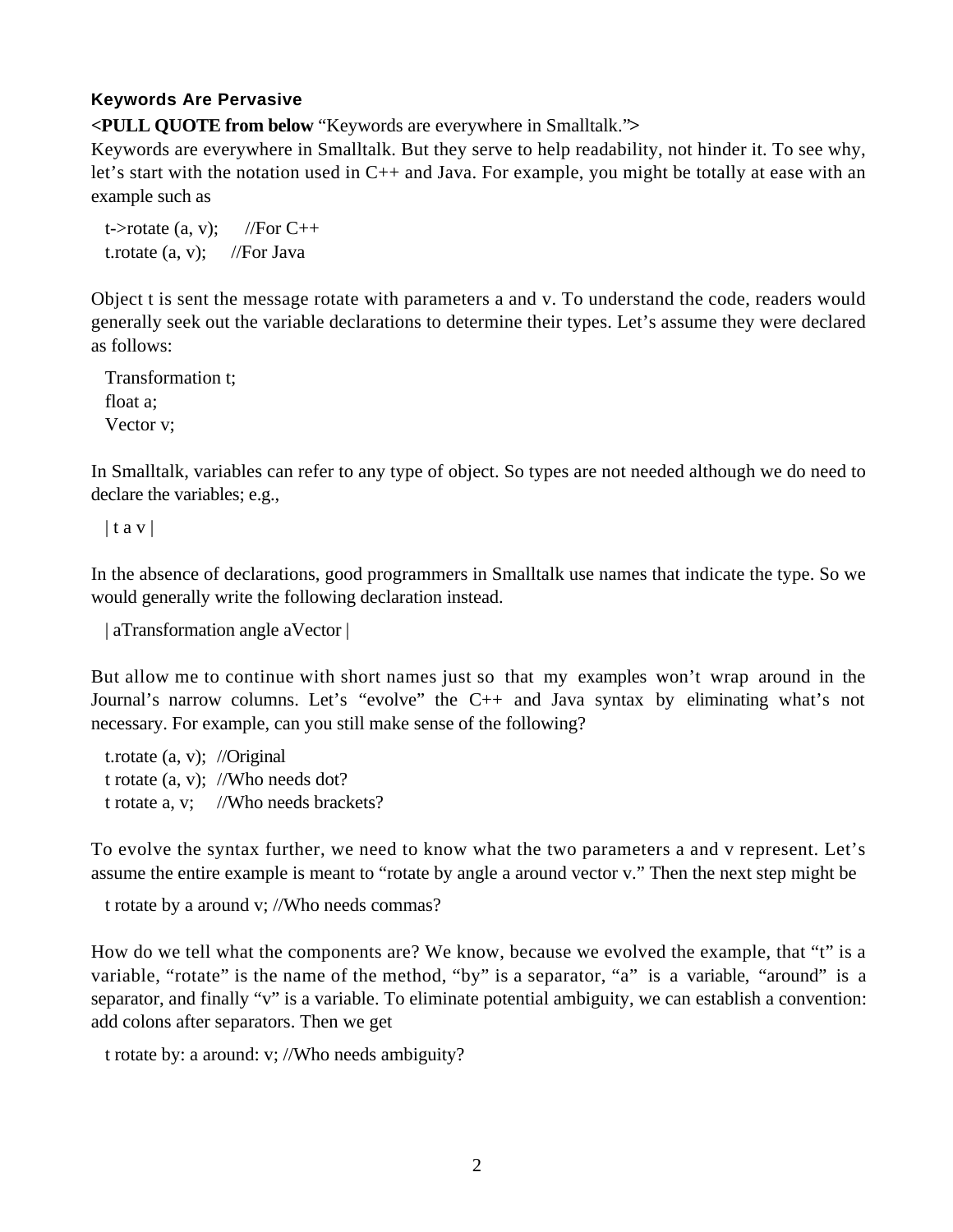### Keywords Are Pervasive

**<PULL QUOTE from below** “Keywords are everywhere in Smalltalk.”**>**

Keywords are everywhere in Smalltalk. But they serve to help readability, not hinder it. To see why, let’s start with the notation used in C++ and Java. For example, you might be totally at ease with an example such as

```
t->rotate (a, v);     //For C++
t.rotate (a, v);    //For Java
```

Object t is sent the message rotate with parameters a and v. To understand the code, readers would generally seek out the variable declarations to determine their types. Let’s assume they were declared as follows:

```
Transformation t;
float a;
Vector v;
```

In Smalltalk, variables can refer to any type of object. So types are not needed although we do need to declare the variables; e.g.,

```
| t a v |
```

In the absence of declarations, good programmers in Smalltalk use names that indicate the type. So we would generally write the following declaration instead.

```
| aTransformation angle aVector |
```

But allow me to continue with short names just so that my examples won’t wrap around in the Journal’s narrow columns. Let’s “evolve” the C++ and Java syntax by eliminating what’s not necessary. For example, can you still make sense of the following?

```
t.rotate (a, v);  //Original
t rotate (a, v);  //Who needs dot?
t rotate a, v;    //Who needs brackets?
```

To evolve the syntax further, we need to know what the two parameters a and v represent. Let’s assume the entire example is meant to “rotate by angle a around vector v.” Then the next step might be

```
t rotate by a around v; //Who needs commas?
```

How do we tell what the components are? We know, because we evolved the example, that “t” is a variable, “rotate” is the name of the method, “by” is a separator, “a” is a variable, “around” is a separator, and finally “v” is a variable. To eliminate potential ambiguity, we can establish a convention: add colons after separators. Then we get

```
t rotate by: a around: v; //Who needs ambiguity?
```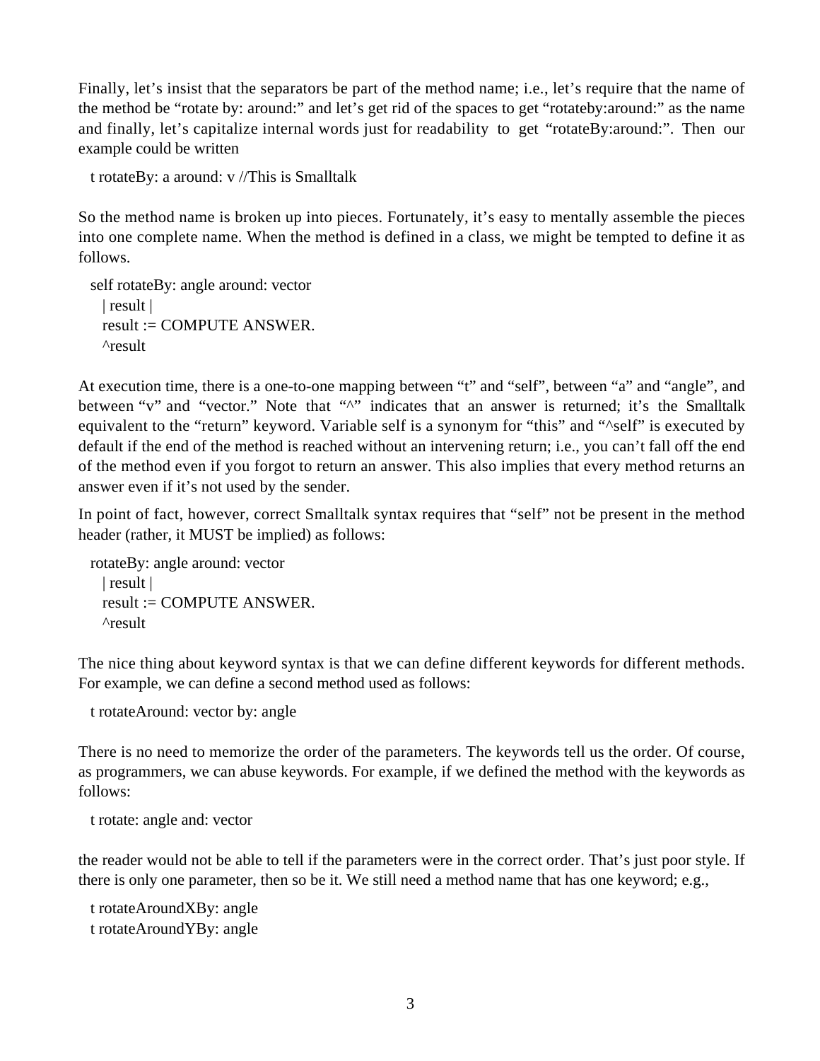Finally, let's insist that the separators be part of the method name; i.e., let's require that the name of the method be "rotate by: around:" and let's get rid of the spaces to get "rotateby:around:" as the name and finally, let's capitalize internal words just for readability to get "rotateBy:around:". Then our example could be written

```
t rotateBy: a around: v //This is Smalltalk
```

So the method name is broken up into pieces. Fortunately, it's easy to mentally assemble the pieces into one complete name. When the method is defined in a class, we might be tempted to define it as follows.

```
self rotateBy: angle around: vector
  | result |
  result := COMPUTE ANSWER.
  ^result
```

At execution time, there is a one-to-one mapping between "t" and "self", between "a" and "angle", and between "v" and "vector." Note that "^" indicates that an answer is returned; it's the Smalltalk equivalent to the "return" keyword. Variable self is a synonym for "this" and "^self" is executed by default if the end of the method is reached without an intervening return; i.e., you can't fall off the end of the method even if you forgot to return an answer. This also implies that every method returns an answer even if it's not used by the sender.

In point of fact, however, correct Smalltalk syntax requires that "self" not be present in the method header (rather, it MUST be implied) as follows:

```
rotateBy: angle around: vector
  | result |
  result := COMPUTE ANSWER.
  ^result
```

The nice thing about keyword syntax is that we can define different keywords for different methods. For example, we can define a second method used as follows:

```
t rotateAround: vector by: angle
```

There is no need to memorize the order of the parameters. The keywords tell us the order. Of course, as programmers, we can abuse keywords. For example, if we defined the method with the keywords as follows:

```
t rotate: angle and: vector
```

the reader would not be able to tell if the parameters were in the correct order. That's just poor style. If there is only one parameter, then so be it. We still need a method name that has one keyword; e.g.,

```
t rotateAroundXBy: angle
t rotateAroundYBy: angle
```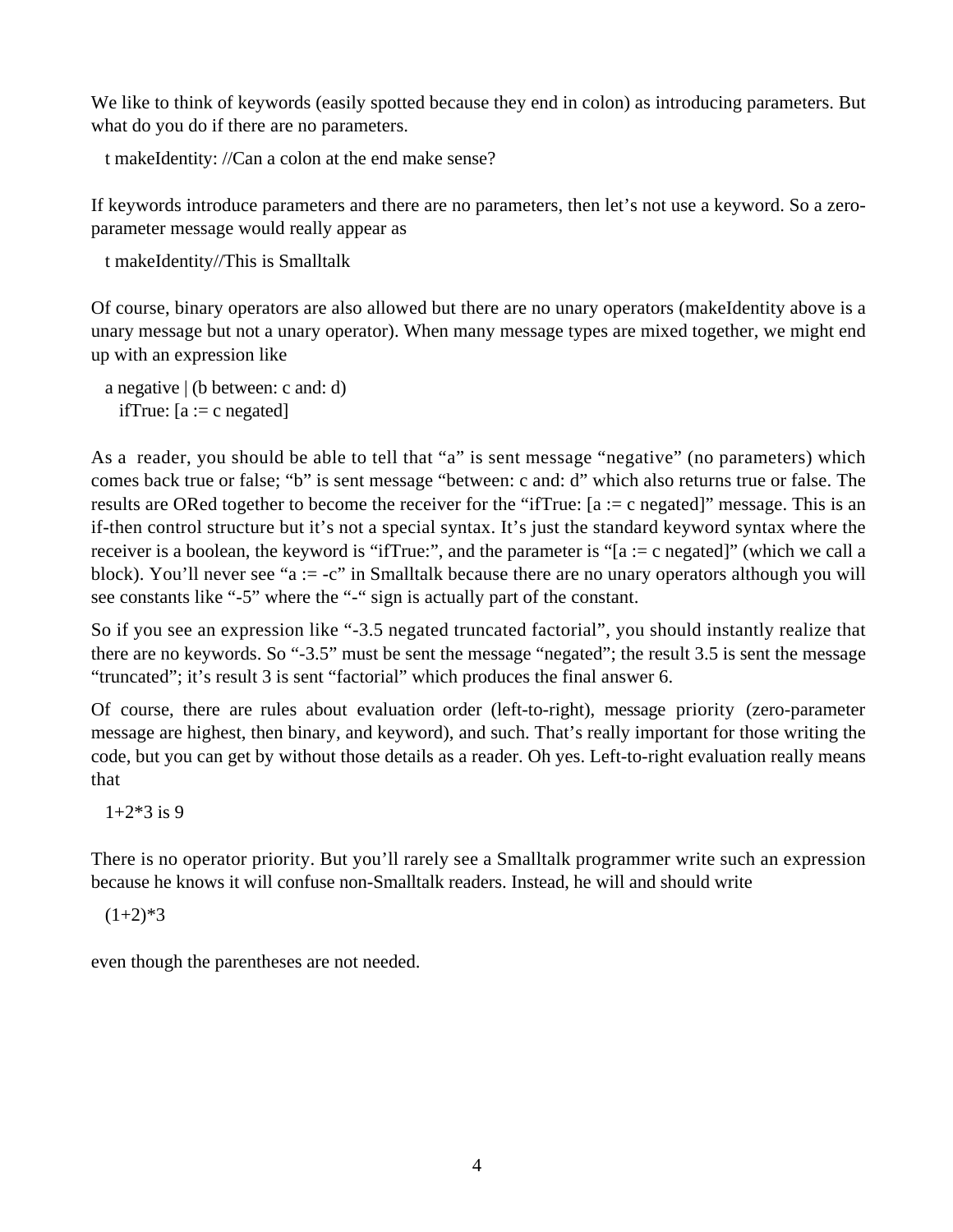We like to think of keywords (easily spotted because they end in colon) as introducing parameters. But what do you do if there are no parameters.

```
t makeIdentity: //Can a colon at the end make sense?
```

If keywords introduce parameters and there are no parameters, then let's not use a keyword. So a zero-parameter message would really appear as

```
t makeIdentity//This is Smalltalk
```

Of course, binary operators are also allowed but there are no unary operators (makeIdentity above is a unary message but not a unary operator). When many message types are mixed together, we might end up with an expression like

```
a negative | (b between: c and: d)
   ifTrue: [a := c negated]
```

As a reader, you should be able to tell that "a" is sent message "negative" (no parameters) which comes back true or false; "b" is sent message "between: c and: d" which also returns true or false. The results are ORed together to become the receiver for the "ifTrue: [a := c negated]" message. This is an if-then control structure but it's not a special syntax. It's just the standard keyword syntax where the receiver is a boolean, the keyword is "ifTrue:", and the parameter is "[a := c negated]" (which we call a block). You'll never see "a := -c" in Smalltalk because there are no unary operators although you will see constants like "-5" where the "-" sign is actually part of the constant.

So if you see an expression like "-3.5 negated truncated factorial", you should instantly realize that there are no keywords. So "-3.5" must be sent the message "negated"; the result 3.5 is sent the message "truncated"; it's result 3 is sent "factorial" which produces the final answer 6.

Of course, there are rules about evaluation order (left-to-right), message priority (zero-parameter message are highest, then binary, and keyword), and such. That's really important for those writing the code, but you can get by without those details as a reader. Oh yes. Left-to-right evaluation really means that

```
1+2*3 is 9
```

There is no operator priority. But you'll rarely see a Smalltalk programmer write such an expression because he knows it will confuse non-Smalltalk readers. Instead, he will and should write

```
(1+2)*3
```

even though the parentheses are not needed.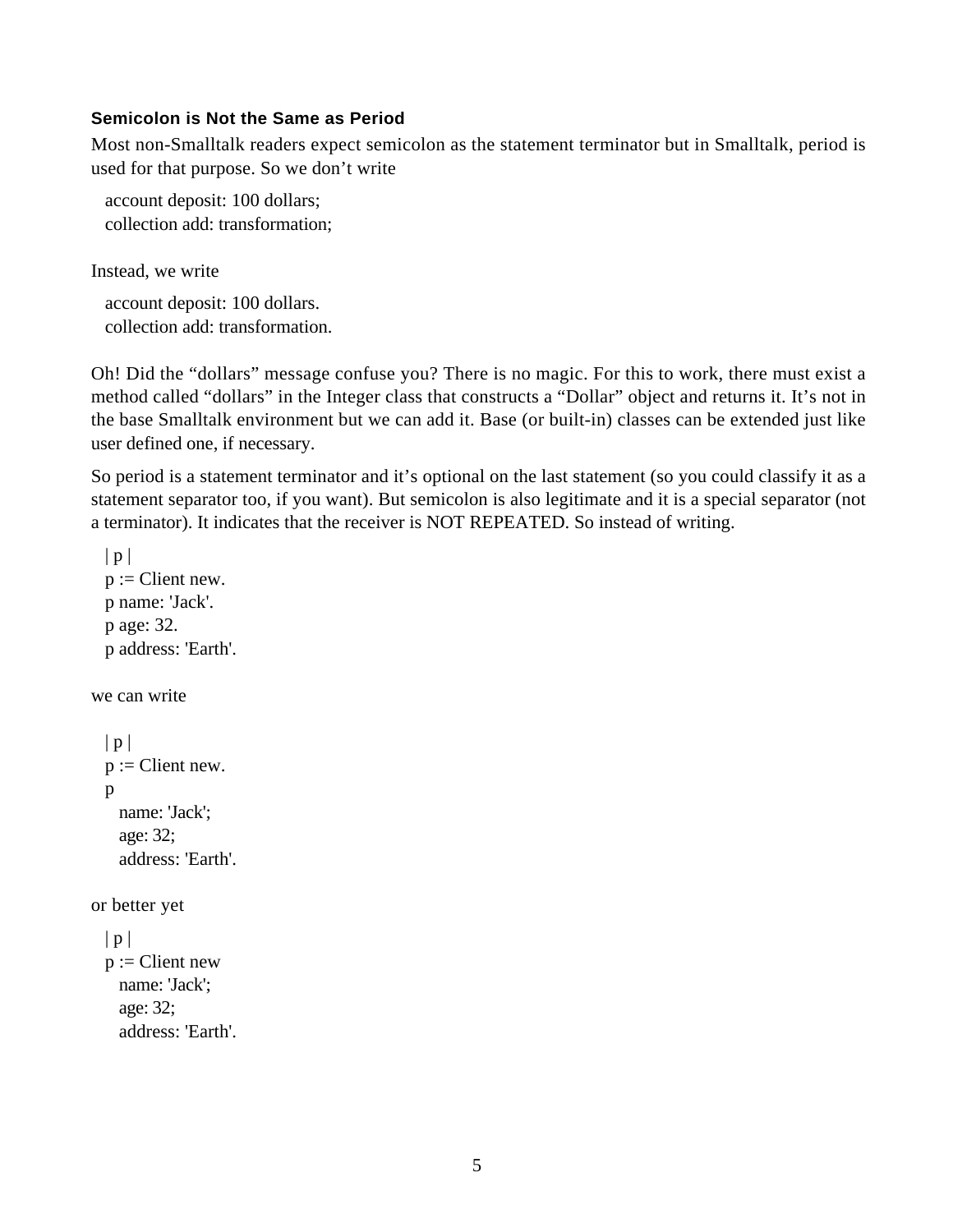### Semicolon is Not the Same as Period

Most non-Smalltalk readers expect semicolon as the statement terminator but in Smalltalk, period is used for that purpose. So we don't write

```
account deposit: 100 dollars;
collection add: transformation;
```

Instead, we write

```
account deposit: 100 dollars.
collection add: transformation.
```

Oh! Did the "dollars" message confuse you? There is no magic. For this to work, there must exist a method called "dollars" in the Integer class that constructs a "Dollar" object and returns it. It's not in the base Smalltalk environment but we can add it. Base (or built-in) classes can be extended just like user defined one, if necessary.

So period is a statement terminator and it's optional on the last statement (so you could classify it as a statement separator too, if you want). But semicolon is also legitimate and it is a special separator (not a terminator). It indicates that the receiver is NOT REPEATED. So instead of writing.

```
| p |
p := Client new.
p name: 'Jack'.
p age: 32.
p address: 'Earth'.
```

we can write

```
| p |
p := Client new.
p
  name: 'Jack';
  age: 32;
  address: 'Earth'.
```

or better yet

```
| p |
p := Client new
  name: 'Jack';
  age: 32;
  address: 'Earth'.
```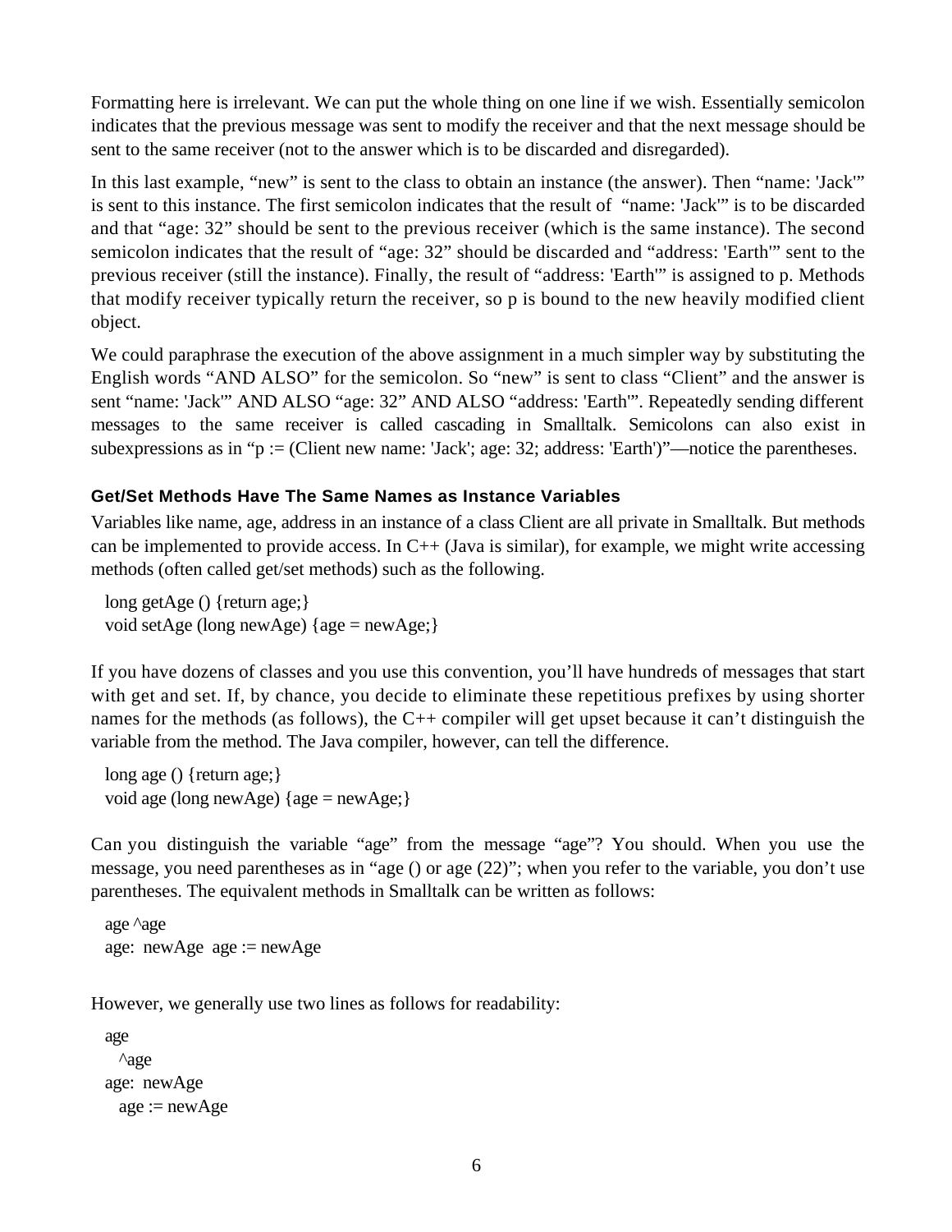Formatting here is irrelevant. We can put the whole thing on one line if we wish. Essentially semicolon indicates that the previous message was sent to modify the receiver and that the next message should be sent to the same receiver (not to the answer which is to be discarded and disregarded).

In this last example, "new" is sent to the class to obtain an instance (the answer). Then "name: 'Jack'" is sent to this instance. The first semicolon indicates that the result of "name: 'Jack'" is to be discarded and that "age: 32" should be sent to the previous receiver (which is the same instance). The second semicolon indicates that the result of "age: 32" should be discarded and "address: 'Earth'" sent to the previous receiver (still the instance). Finally, the result of "address: 'Earth'" is assigned to p. Methods that modify receiver typically return the receiver, so p is bound to the new heavily modified client object.

We could paraphrase the execution of the above assignment in a much simpler way by substituting the English words "AND ALSO" for the semicolon. So "new" is sent to class "Client" and the answer is sent "name: 'Jack'" AND ALSO "age: 32" AND ALSO "address: 'Earth'". Repeatedly sending different messages to the same receiver is called cascading in Smalltalk. Semicolons can also exist in subexpressions as in "p := (Client new name: 'Jack'; age: 32; address: 'Earth')"—notice the parentheses.

### Get/Set Methods Have The Same Names as Instance Variables

Variables like name, age, address in an instance of a class Client are all private in Smalltalk. But methods can be implemented to provide access. In C++ (Java is similar), for example, we might write accessing methods (often called get/set methods) such as the following.

```
long getAge () {return age;}
void setAge (long newAge) {age = newAge;}
```

If you have dozens of classes and you use this convention, you'll have hundreds of messages that start with get and set. If, by chance, you decide to eliminate these repetitious prefixes by using shorter names for the methods (as follows), the C++ compiler will get upset because it can't distinguish the variable from the method. The Java compiler, however, can tell the difference.

```
long age () {return age;}
void age (long newAge) {age = newAge;}
```

Can you distinguish the variable "age" from the message "age"? You should. When you use the message, you need parentheses as in "age () or age (22)"; when you refer to the variable, you don't use parentheses. The equivalent methods in Smalltalk can be written as follows:

```
age ^age
age: newAge  age := newAge
```

However, we generally use two lines as follows for readability:

```
age
  ^age
age: newAge
  age := newAge
```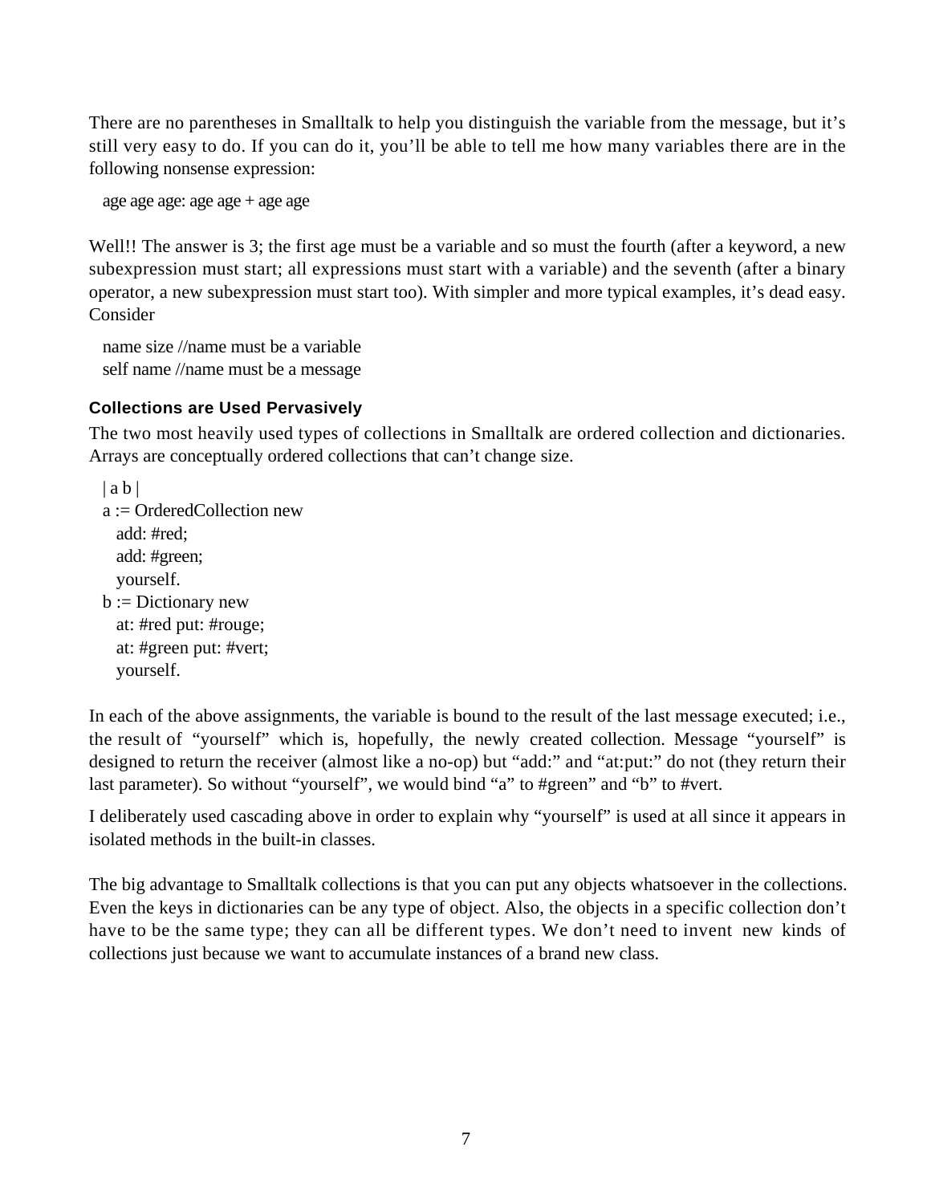There are no parentheses in Smalltalk to help you distinguish the variable from the message, but it's still very easy to do. If you can do it, you'll be able to tell me how many variables there are in the following nonsense expression:

```
age age age: age age + age age
```

Well!! The answer is 3; the first age must be a variable and so must the fourth (after a keyword, a new subexpression must start; all expressions must start with a variable) and the seventh (after a binary operator, a new subexpression must start too). With simpler and more typical examples, it's dead easy. Consider

```
name size //name must be a variable
self name //name must be a message
```

### Collections are Used Pervasively

The two most heavily used types of collections in Smalltalk are ordered collection and dictionaries. Arrays are conceptually ordered collections that can't change size.

```
| a b |
a := OrderedCollection new
   add: #red;
   add: #green;
   yourself.
b := Dictionary new
   at: #red put: #rouge;
   at: #green put: #vert;
   yourself.
```

In each of the above assignments, the variable is bound to the result of the last message executed; i.e., the result of "yourself" which is, hopefully, the newly created collection. Message "yourself" is designed to return the receiver (almost like a no-op) but "add:" and "at:put:" do not (they return their last parameter). So without "yourself", we would bind "a" to #green" and "b" to #vert.

I deliberately used cascading above in order to explain why "yourself" is used at all since it appears in isolated methods in the built-in classes.

The big advantage to Smalltalk collections is that you can put any objects whatsoever in the collections. Even the keys in dictionaries can be any type of object. Also, the objects in a specific collection don't have to be the same type; they can all be different types. We don't need to invent new kinds of collections just because we want to accumulate instances of a brand new class.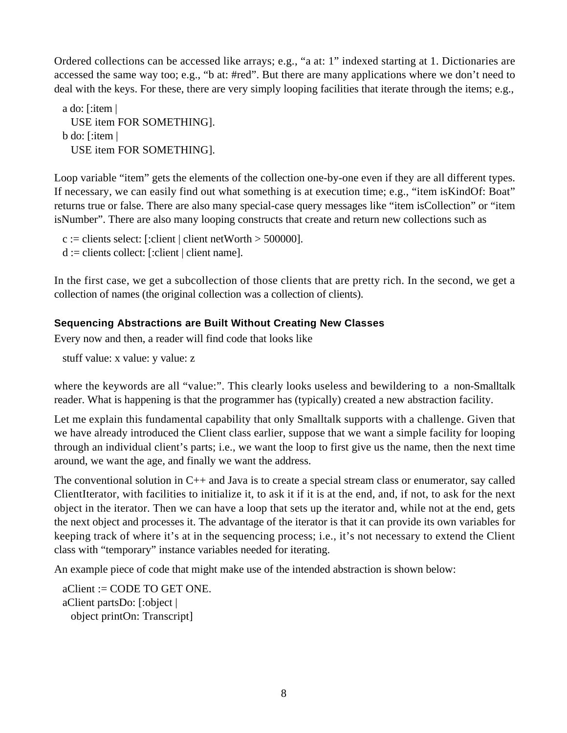Ordered collections can be accessed like arrays; e.g., “a at: 1” indexed starting at 1. Dictionaries are accessed the same way too; e.g., “b at: #red”. But there are many applications where we don’t need to deal with the keys. For these, there are very simply looping facilities that iterate through the items; e.g.,

```
a do: [:item |
    USE item FOR SOMETHING].
b do: [:item |
    USE item FOR SOMETHING].
```

Loop variable “item” gets the elements of the collection one-by-one even if they are all different types. If necessary, we can easily find out what something is at execution time; e.g., “item isKindOf: Boat” returns true or false. There are also many special-case query messages like “item isCollection” or “item isNumber”. There are also many looping constructs that create and return new collections such as

```
c := clients select: [:client | client netWorth > 500000].
d := clients collect: [:client | client name].
```

In the first case, we get a subcollection of those clients that are pretty rich. In the second, we get a collection of names (the original collection was a collection of clients).

### Sequencing Abstractions are Built Without Creating New Classes

Every now and then, a reader will find code that looks like

```
stuff value: x value: y value: z
```

where the keywords are all “value:”. This clearly looks useless and bewildering to a non-Smalltalk reader. What is happening is that the programmer has (typically) created a new abstraction facility.

Let me explain this fundamental capability that only Smalltalk supports with a challenge. Given that we have already introduced the Client class earlier, suppose that we want a simple facility for looping through an individual client’s parts; i.e., we want the loop to first give us the name, then the next time around, we want the age, and finally we want the address.

The conventional solution in C++ and Java is to create a special stream class or enumerator, say called ClientIterator, with facilities to initialize it, to ask it if it is at the end, and, if not, to ask for the next object in the iterator. Then we can have a loop that sets up the iterator and, while not at the end, gets the next object and processes it. The advantage of the iterator is that it can provide its own variables for keeping track of where it’s at in the sequencing process; i.e., it’s not necessary to extend the Client class with “temporary” instance variables needed for iterating.

An example piece of code that might make use of the intended abstraction is shown below:

```
aClient := CODE TO GET ONE.
aClient partsDo: [:object |
    object printOn: Transcript]
```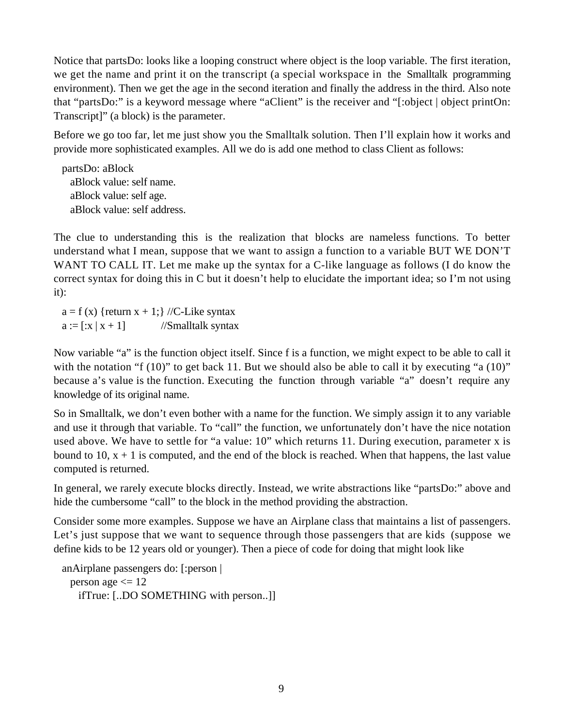Notice that partsDo: looks like a looping construct where object is the loop variable. The first iteration, we get the name and print it on the transcript (a special workspace in the Smalltalk programming environment). Then we get the age in the second iteration and finally the address in the third. Also note that "partsDo:" is a keyword message where "aClient" is the receiver and "[:object | object printOn: Transcript]" (a block) is the parameter.

Before we go too far, let me just show you the Smalltalk solution. Then I'll explain how it works and provide more sophisticated examples. All we do is add one method to class Client as follows:

```
partsDo: aBlock
   aBlock value: self name.
   aBlock value: self age.
   aBlock value: self address.
```

The clue to understanding this is the realization that blocks are nameless functions. To better understand what I mean, suppose that we want to assign a function to a variable BUT WE DON'T WANT TO CALL IT. Let me make up the syntax for a C-like language as follows (I do know the correct syntax for doing this in C but it doesn't help to elucidate the important idea; so I'm not using it):

```
a = f (x) {return x + 1;} //C-Like syntax
a := [:x | x + 1]          //Smalltalk syntax
```

Now variable "a" is the function object itself. Since f is a function, we might expect to be able to call it with the notation "f (10)" to get back 11. But we should also be able to call it by executing "a (10)" because a's value is the function. Executing the function through variable "a" doesn't require any knowledge of its original name.

So in Smalltalk, we don't even bother with a name for the function. We simply assign it to any variable and use it through that variable. To "call" the function, we unfortunately don't have the nice notation used above. We have to settle for "a value: 10" which returns 11. During execution, parameter x is bound to 10, x + 1 is computed, and the end of the block is reached. When that happens, the last value computed is returned.

In general, we rarely execute blocks directly. Instead, we write abstractions like "partsDo:" above and hide the cumbersome "call" to the block in the method providing the abstraction.

Consider some more examples. Suppose we have an Airplane class that maintains a list of passengers. Let's just suppose that we want to sequence through those passengers that are kids (suppose we define kids to be 12 years old or younger). Then a piece of code for doing that might look like

```
anAirplane passengers do: [:person |
   person age <= 12
      ifTrue: [..DO SOMETHING with person..]]
```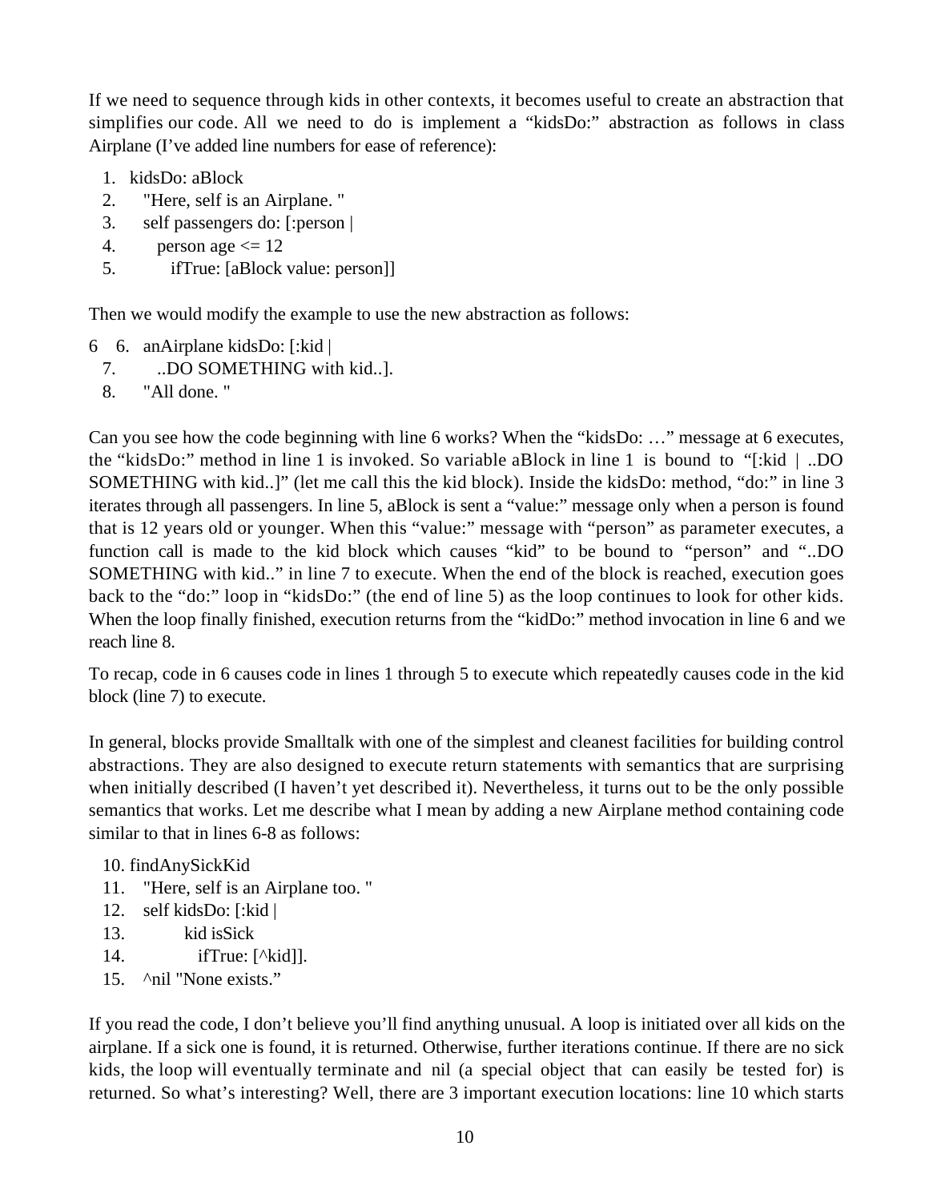If we need to sequence through kids in other contexts, it becomes useful to create an abstraction that simplifies our code. All we need to do is implement a "kidsDo:" abstraction as follows in class Airplane (I've added line numbers for ease of reference):

```
1.  kidsDo: aBlock
2.      "Here, self is an Airplane. "
3.      self passengers do: [:person |
4.          person age <= 12
5.              ifTrue: [aBlock value: person]]
```

Then we would modify the example to use the new abstraction as follows:

```
6.  anAirplane kidsDo: [:kid |
7.          ..DO SOMETHING with kid..].
8.      "All done. "
```

Can you see how the code beginning with line 6 works? When the "kidsDo: …" message at 6 executes, the "kidsDo:" method in line 1 is invoked. So variable aBlock in line 1 is bound to "[:kid | ..DO SOMETHING with kid..]" (let me call this the kid block). Inside the kidsDo: method, "do:" in line 3 iterates through all passengers. In line 5, aBlock is sent a "value:" message only when a person is found that is 12 years old or younger. When this "value:" message with "person" as parameter executes, a function call is made to the kid block which causes "kid" to be bound to "person" and "..DO SOMETHING with kid.." in line 7 to execute. When the end of the block is reached, execution goes back to the "do:" loop in "kidsDo:" (the end of line 5) as the loop continues to look for other kids. When the loop finally finished, execution returns from the "kidDo:" method invocation in line 6 and we reach line 8.

To recap, code in 6 causes code in lines 1 through 5 to execute which repeatedly causes code in the kid block (line 7) to execute.

In general, blocks provide Smalltalk with one of the simplest and cleanest facilities for building control abstractions. They are also designed to execute return statements with semantics that are surprising when initially described (I haven't yet described it). Nevertheless, it turns out to be the only possible semantics that works. Let me describe what I mean by adding a new Airplane method containing code similar to that in lines 6-8 as follows:

```
10. findAnySickKid
11.     "Here, self is an Airplane too. "
12.     self kidsDo: [:kid |
13.             kid isSick
14.                 ifTrue: [^kid]].
15.     ^nil "None exists."
```

If you read the code, I don't believe you'll find anything unusual. A loop is initiated over all kids on the airplane. If a sick one is found, it is returned. Otherwise, further iterations continue. If there are no sick kids, the loop will eventually terminate and nil (a special object that can easily be tested for) is returned. So what's interesting? Well, there are 3 important execution locations: line 10 which starts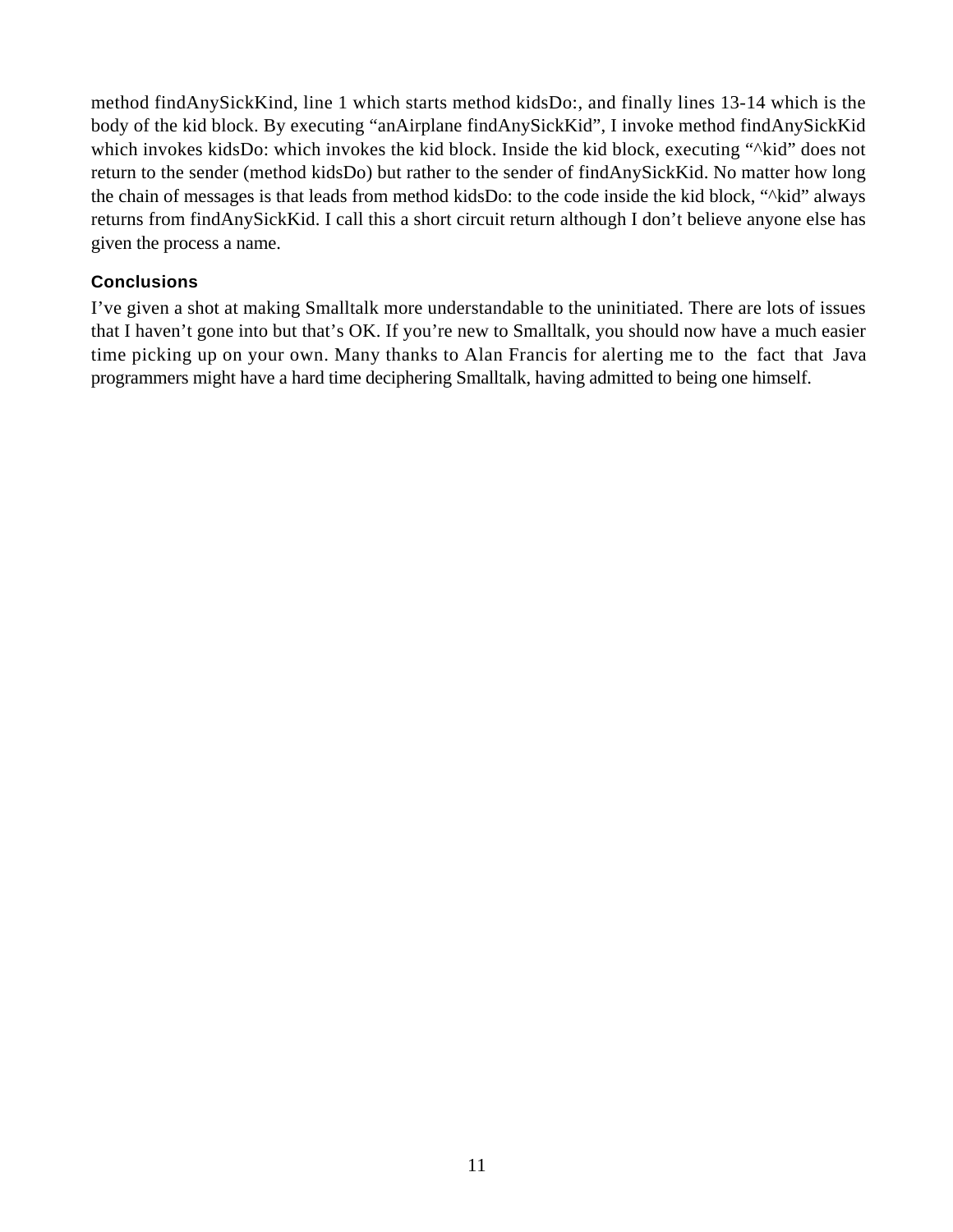method findAnySickKind, line 1 which starts method kidsDo:, and finally lines 13-14 which is the body of the kid block. By executing “anAirplane findAnySickKid”, I invoke method findAnySickKid which invokes kidsDo: which invokes the kid block. Inside the kid block, executing “^kid” does not return to the sender (method kidsDo) but rather to the sender of findAnySickKid. No matter how long the chain of messages is that leads from method kidsDo: to the code inside the kid block, “^kid” always returns from findAnySickKid. I call this a short circuit return although I don’t believe anyone else has given the process a name.

### Conclusions

I’ve given a shot at making Smalltalk more understandable to the uninitiated. There are lots of issues that I haven’t gone into but that’s OK. If you’re new to Smalltalk, you should now have a much easier time picking up on your own. Many thanks to Alan Francis for alerting me to the fact that Java programmers might have a hard time deciphering Smalltalk, having admitted to being one himself.